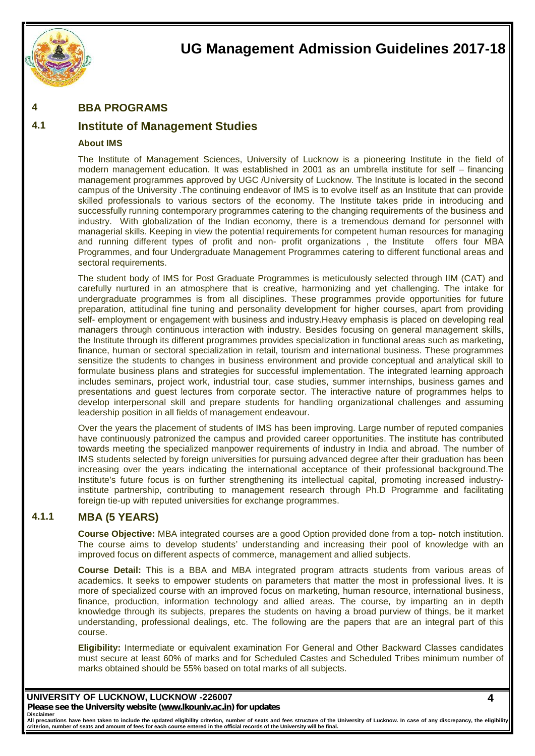# UG Management Admission Guidelines 2017-18

## 4 BBA PROGRAMS

### 4.1 Institute of Management Studies

**About IMS**

The Institute of Management Sciences, University of Lucknow is a pioneering Institute in the field of modern management education. It was established in 2001 as an umbrella institute for self – financing management programmes approved by UGC /University of Lucknow. The Institute is located in the second campus of the University .The continuing endeavor of IMS is to evolve itself as an Institute that can provide skilled professionals to various sectors of the economy. The Institute takes pride in introducing and successfully running contemporary programmes catering to the changing requirements of the business and industry. With globalization of the Indian economy, there is a tremendous demand for personnel with managerial skills. Keeping in view the potential requirements for competent human resources for managing and running different types of profit and non- profit organizations , the Institute offers four MBA Programmes, and four Undergraduate Management Programmes catering to different functional areas and sectoral requirements.

The student body of IMS for Post Graduate Programmes is meticulously selected through IIM (CAT) and carefully nurtured in an atmosphere that is creative, harmonizing and yet challenging. The intake for undergraduate programmes is from all disciplines. These programmes provide opportunities for future preparation, attitudinal fine tuning and personality development for higher courses, apart from providing self- employment or engagement with business and industry.Heavy emphasis is placed on developing real managers through continuous interaction with industry. Besides focusing on general management skills, the Institute through its different programmes provides specialization in functional areas such as marketing, finance, human or sectoral specialization in retail, tourism and international business. These programmes sensitize the students to changes in business environment and provide conceptual and analytical skill to formulate business plans and strategies for successful implementation. The integrated learning approach includes seminars, project work, industrial tour, case studies, summer internships, business games and presentations and guest lectures from corporate sector. The interactive nature of programmes helps to develop interpersonal skill and prepare students for handling organizational challenges and assuming leadership position in all fields of management endeavour.

Over the years the placement of students of IMS has been improving. Large number of reputed companies have continuously patronized the campus and provided career opportunities. The institute has contributed towards meeting the specialized manpower requirements of industry in India and abroad. The number of IMS students selected by foreign universities for pursuing advanced degree after their graduation has been increasing over the years indicating the international acceptance of their professional background.The Institute's future focus is on further strengthening its intellectual capital, promoting increased industry-institute partnership, contributing to management research through Ph.D Programme and facilitating foreign tie-up with reputed universities for exchange programmes.

#### 4.1.1 MBA (5 YEARS)

**Course Objective:** MBA integrated courses are a good Option provided done from a top- notch institution. The course aims to develop students' understanding and increasing their pool of knowledge with an improved focus on different aspects of commerce, management and allied subjects.

**Course Detail:** This is a BBA and MBA integrated program attracts students from various areas of academics. It seeks to empower students on parameters that matter the most in professional lives. It is more of specialized course with an improved focus on marketing, human resource, international business, finance, production, information technology and allied areas. The course, by imparting an in depth knowledge through its subjects, prepares the students on having a broad purview of things, be it market understanding, professional dealings, etc. The following are the papers that are an integral part of this course.

**Eligibility:** Intermediate or equivalent examination For General and Other Backward Classes candidates must secure at least 60% of marks and for Scheduled Castes and Scheduled Tribes minimum number of marks obtained should be 55% based on total marks of all subjects.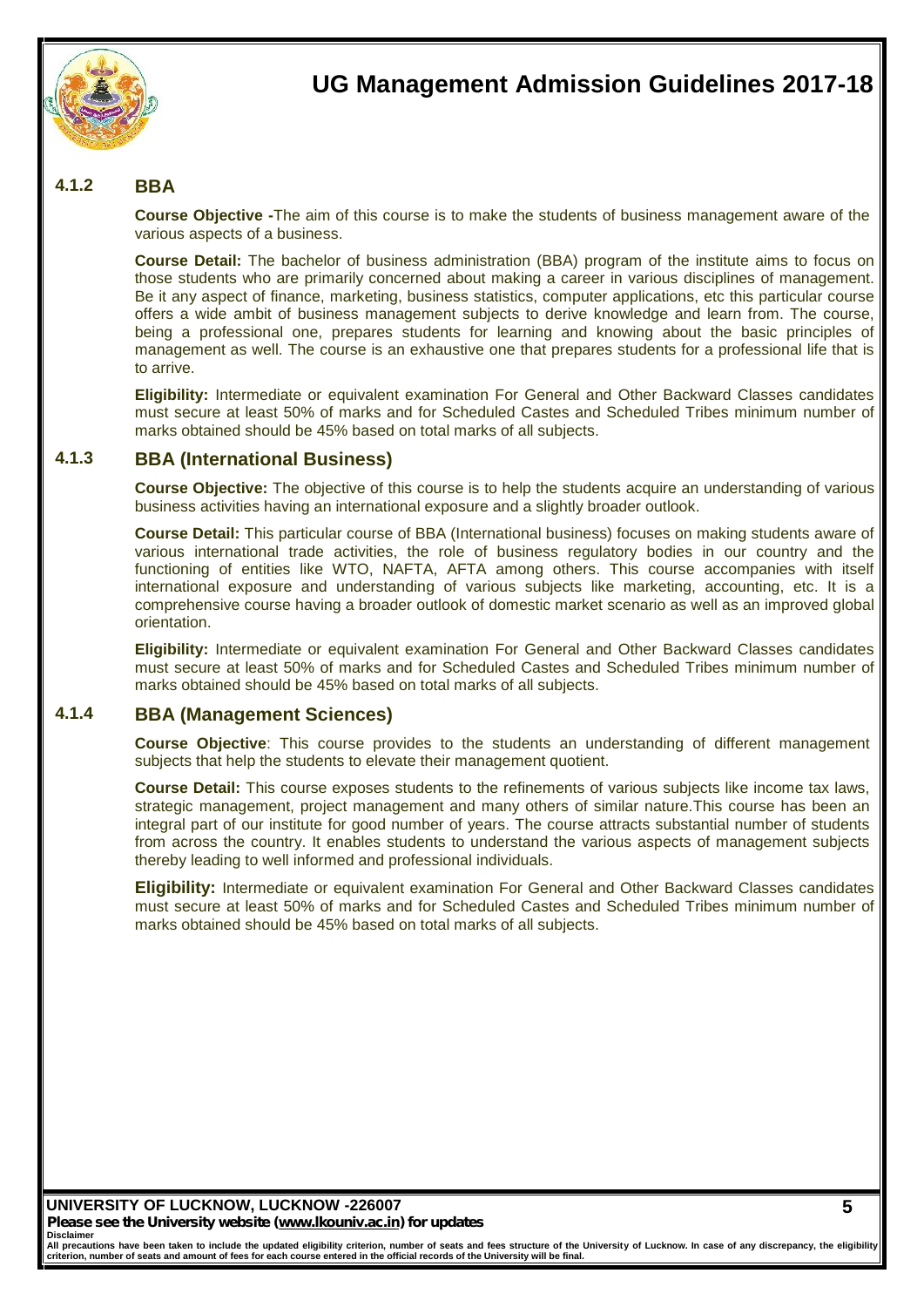### 4.1.2 BBA

**Course Objective -**The aim of this course is to make the students of business management aware of the various aspects of a business.

**Course Detail:** The bachelor of business administration (BBA) program of the institute aims to focus on those students who are primarily concerned about making a career in various disciplines of management. Be it any aspect of finance, marketing, business statistics, computer applications, etc this particular course offers a wide ambit of business management subjects to derive knowledge and learn from. The course, being a professional one, prepares students for learning and knowing about the basic principles of management as well. The course is an exhaustive one that prepares students for a professional life that is to arrive.

**Eligibility:** Intermediate or equivalent examination For General and Other Backward Classes candidates must secure at least 50% of marks and for Scheduled Castes and Scheduled Tribes minimum number of marks obtained should be 45% based on total marks of all subjects.

### 4.1.3 BBA (International Business)

**Course Objective:** The objective of this course is to help the students acquire an understanding of various business activities having an international exposure and a slightly broader outlook.

**Course Detail:** This particular course of BBA (International business) focuses on making students aware of various international trade activities, the role of business regulatory bodies in our country and the functioning of entities like WTO, NAFTA, AFTA among others. This course accompanies with itself international exposure and understanding of various subjects like marketing, accounting, etc. It is a comprehensive course having a broader outlook of domestic market scenario as well as an improved global orientation.

**Eligibility:** Intermediate or equivalent examination For General and Other Backward Classes candidates must secure at least 50% of marks and for Scheduled Castes and Scheduled Tribes minimum number of marks obtained should be 45% based on total marks of all subjects.

### 4.1.4 BBA (Management Sciences)

**Course Objective**: This course provides to the students an understanding of different management subjects that help the students to elevate their management quotient.

**Course Detail:** This course exposes students to the refinements of various subjects like income tax laws, strategic management, project management and many others of similar nature.This course has been an integral part of our institute for good number of years. The course attracts substantial number of students from across the country. It enables students to understand the various aspects of management subjects thereby leading to well informed and professional individuals.

**Eligibility:** Intermediate or equivalent examination For General and Other Backward Classes candidates must secure at least 50% of marks and for Scheduled Castes and Scheduled Tribes minimum number of marks obtained should be 45% based on total marks of all subjects.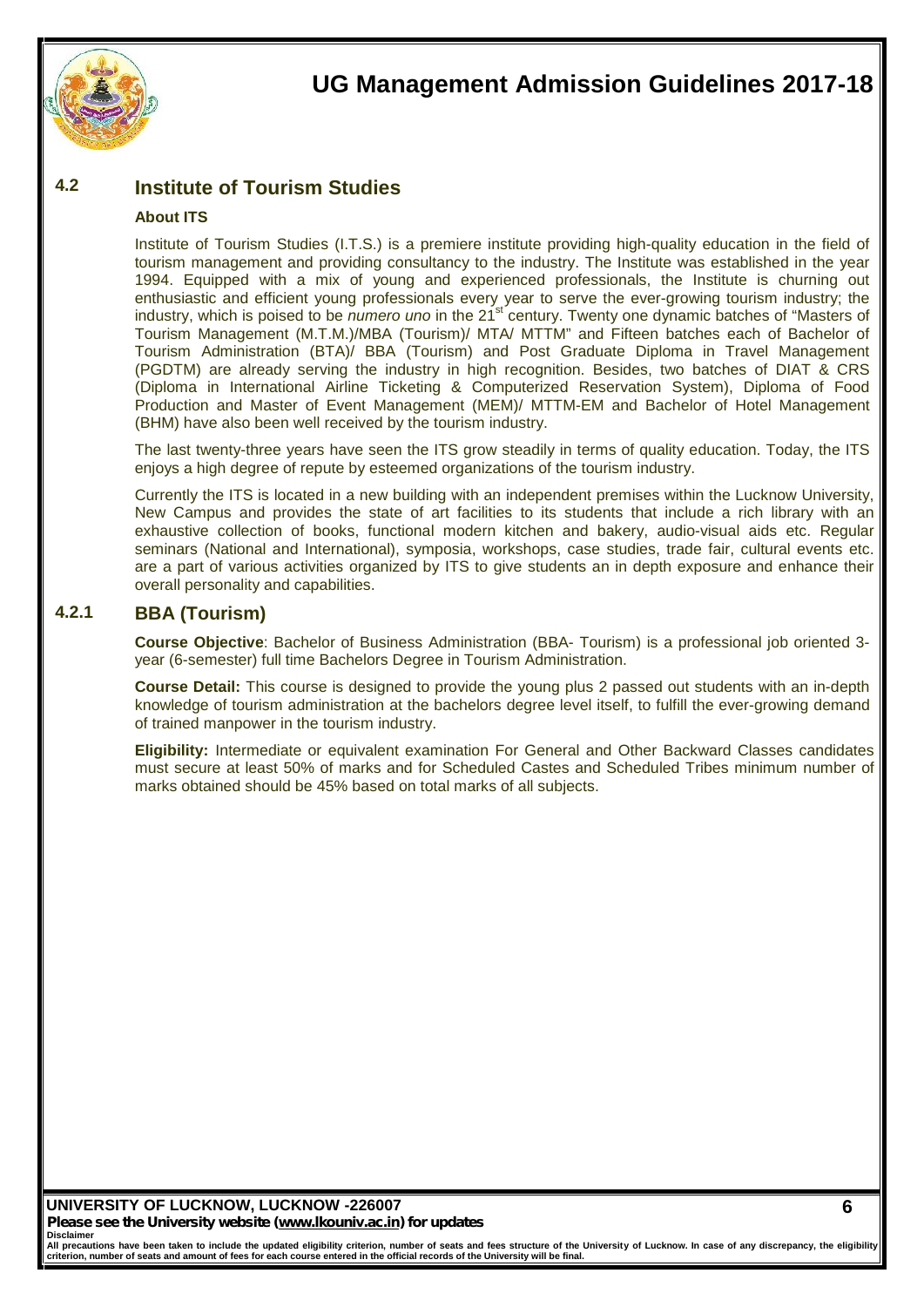## 4.2 Institute of Tourism Studies

**About ITS**

Institute of Tourism Studies (I.T.S.) is a premiere institute providing high-quality education in the field of tourism management and providing consultancy to the industry. The Institute was established in the year 1994. Equipped with a mix of young and experienced professionals, the Institute is churning out enthusiastic and efficient young professionals every year to serve the ever-growing tourism industry; the industry, which is poised to be *numero uno* in the 21st century. Twenty one dynamic batches of "Masters of Tourism Management (M.T.M.)/MBA (Tourism)/ MTA/ MTTM" and Fifteen batches each of Bachelor of Tourism Administration (BTA)/ BBA (Tourism) and Post Graduate Diploma in Travel Management (PGDTM) are already serving the industry in high recognition. Besides, two batches of DIAT & CRS (Diploma in International Airline Ticketing & Computerized Reservation System), Diploma of Food Production and Master of Event Management (MEM)/ MTTM-EM and Bachelor of Hotel Management (BHM) have also been well received by the tourism industry.

The last twenty-three years have seen the ITS grow steadily in terms of quality education. Today, the ITS enjoys a high degree of repute by esteemed organizations of the tourism industry.

Currently the ITS is located in a new building with an independent premises within the Lucknow University, New Campus and provides the state of art facilities to its students that include a rich library with an exhaustive collection of books, functional modern kitchen and bakery, audio-visual aids etc. Regular seminars (National and International), symposia, workshops, case studies, trade fair, cultural events etc. are a part of various activities organized by ITS to give students an in depth exposure and enhance their overall personality and capabilities.

### 4.2.1 BBA (Tourism)

**Course Objective**: Bachelor of Business Administration (BBA- Tourism) is a professional job oriented 3-year (6-semester) full time Bachelors Degree in Tourism Administration.

**Course Detail:** This course is designed to provide the young plus 2 passed out students with an in-depth knowledge of tourism administration at the bachelors degree level itself, to fulfill the ever-growing demand of trained manpower in the tourism industry.

**Eligibility:** Intermediate or equivalent examination For General and Other Backward Classes candidates must secure at least 50% of marks and for Scheduled Castes and Scheduled Tribes minimum number of marks obtained should be 45% based on total marks of all subjects.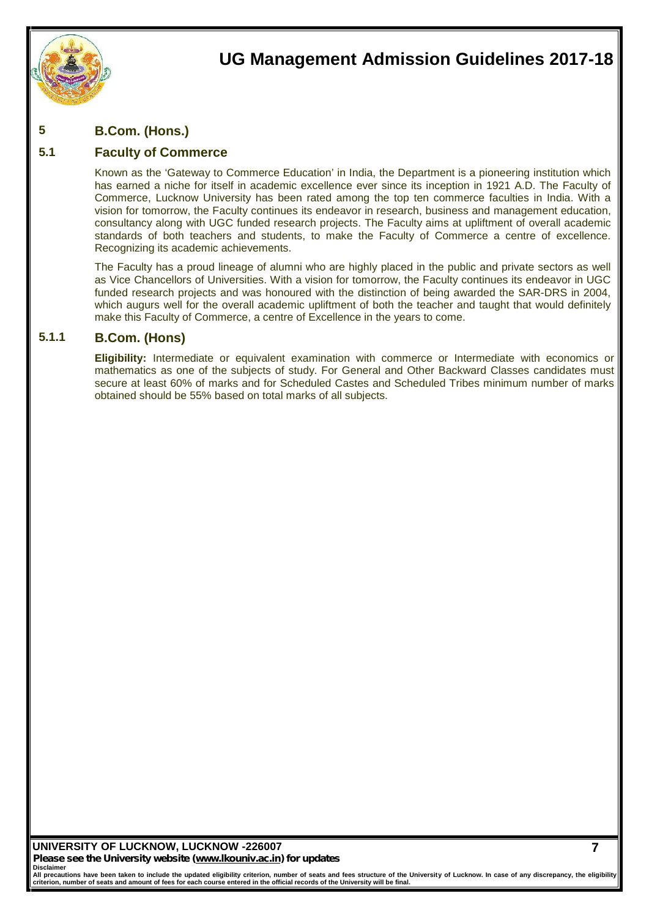## 5 B.Com. (Hons.)

### 5.1 Faculty of Commerce

Known as the 'Gateway to Commerce Education' in India, the Department is a pioneering institution which has earned a niche for itself in academic excellence ever since its inception in 1921 A.D. The Faculty of Commerce, Lucknow University has been rated among the top ten commerce faculties in India. With a vision for tomorrow, the Faculty continues its endeavor in research, business and management education, consultancy along with UGC funded research projects. The Faculty aims at upliftment of overall academic standards of both teachers and students, to make the Faculty of Commerce a centre of excellence. Recognizing its academic achievements.

The Faculty has a proud lineage of alumni who are highly placed in the public and private sectors as well as Vice Chancellors of Universities. With a vision for tomorrow, the Faculty continues its endeavor in UGC funded research projects and was honoured with the distinction of being awarded the SAR-DRS in 2004, which augurs well for the overall academic upliftment of both the teacher and taught that would definitely make this Faculty of Commerce, a centre of Excellence in the years to come.

#### 5.1.1 B.Com. (Hons)

**Eligibility:** Intermediate or equivalent examination with commerce or Intermediate with economics or mathematics as one of the subjects of study. For General and Other Backward Classes candidates must secure at least 60% of marks and for Scheduled Castes and Scheduled Tribes minimum number of marks obtained should be 55% based on total marks of all subjects.